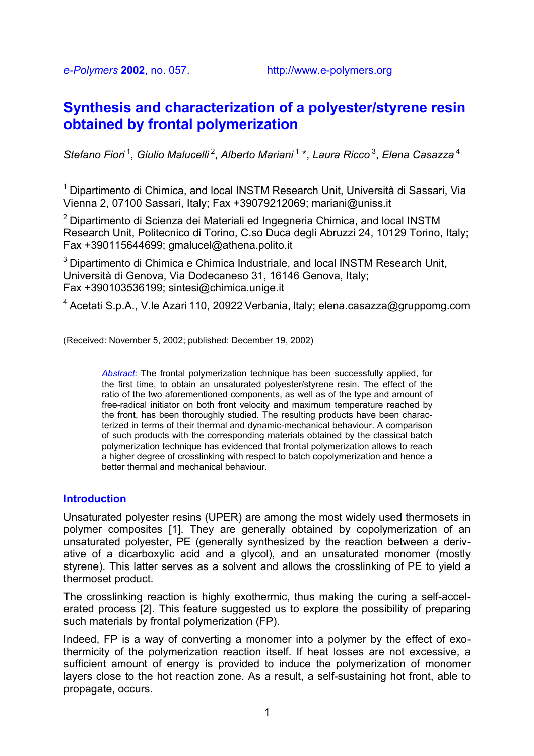# Synthesis and characterization of a polyester/styrene resin obtained by frontal polymerization

*Stefano Fiori* [1], *Giulio Malucelli* [2], *Alberto Mariani* [1] *, *Laura Ricco* [3], *Elena Casazza* [4]

[1] Dipartimento di Chimica, and local INSTM Research Unit, Università di Sassari, Via Vienna 2, 07100 Sassari, Italy; Fax +39079212069; mariani@uniss.it

[2] Dipartimento di Scienza dei Materiali ed Ingegneria Chimica, and local INSTM Research Unit, Politecnico di Torino, C.so Duca degli Abruzzi 24, 10129 Torino, Italy; Fax +390115644699; gmalucel@athena.polito.it

[3] Dipartimento di Chimica e Chimica Industriale, and local INSTM Research Unit, Università di Genova, Via Dodecaneso 31, 16146 Genova, Italy; Fax +390103536199; sintesi@chimica.unige.it

[4] Acetati S.p.A., V.le Azari 110, 20922 Verbania, Italy; elena.casazza@gruppomg.com

(Received: November 5, 2002; published: December 19, 2002)

*Abstract:* The frontal polymerization technique has been successfully applied, for the first time, to obtain an unsaturated polyester/styrene resin. The effect of the ratio of the two aforementioned components, as well as of the type and amount of free-radical initiator on both front velocity and maximum temperature reached by the front, has been thoroughly studied. The resulting products have been characterized in terms of their thermal and dynamic-mechanical behaviour. A comparison of such products with the corresponding materials obtained by the classical batch polymerization technique has evidenced that frontal polymerization allows to reach a higher degree of crosslinking with respect to batch copolymerization and hence a better thermal and mechanical behaviour.

## Introduction

Unsaturated polyester resins (UPER) are among the most widely used thermosets in polymer composites [1]. They are generally obtained by copolymerization of an unsaturated polyester, PE (generally synthesized by the reaction between a derivative of a dicarboxylic acid and a glycol), and an unsaturated monomer (mostly styrene). This latter serves as a solvent and allows the crosslinking of PE to yield a thermoset product.

The crosslinking reaction is highly exothermic, thus making the curing a self-accelerated process [2]. This feature suggested us to explore the possibility of preparing such materials by frontal polymerization (FP).

Indeed, FP is a way of converting a monomer into a polymer by the effect of exothermicity of the polymerization reaction itself. If heat losses are not excessive, a sufficient amount of energy is provided to induce the polymerization of monomer layers close to the hot reaction zone. As a result, a self-sustaining hot front, able to propagate, occurs.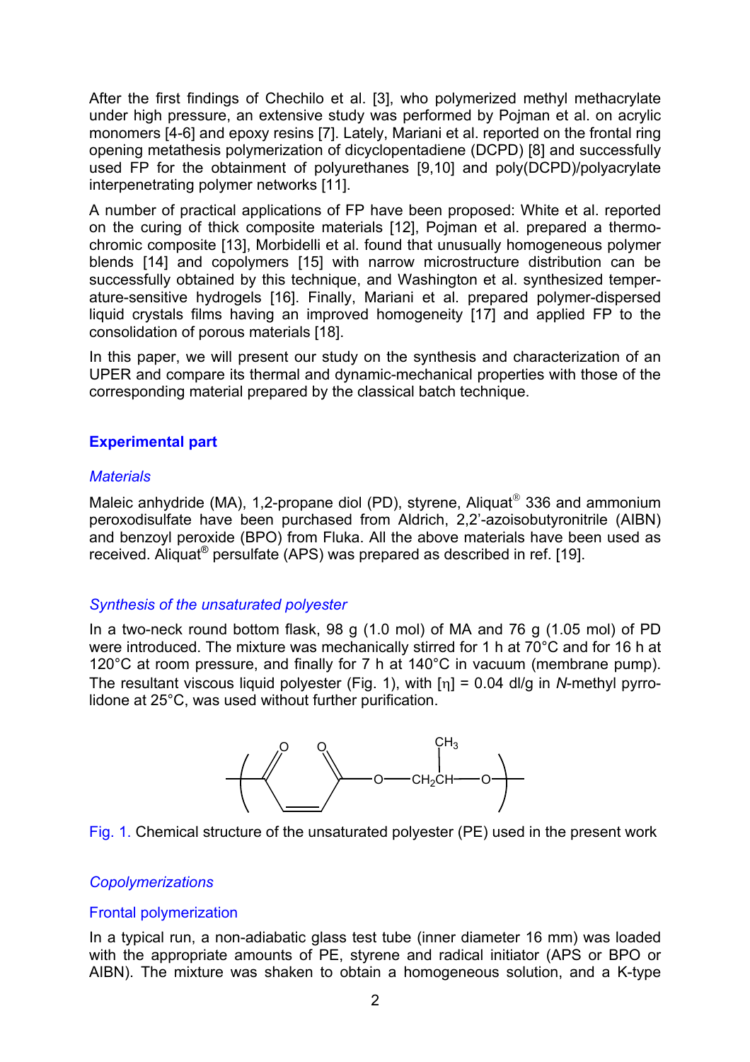After the first findings of Chechilo et al. [3], who polymerized methyl methacrylate under high pressure, an extensive study was performed by Pojman et al. on acrylic monomers [4-6] and epoxy resins [7]. Lately, Mariani et al. reported on the frontal ring opening metathesis polymerization of dicyclopentadiene (DCPD) [8] and successfully used FP for the obtainment of polyurethanes [9,10] and poly(DCPD)/polyacrylate interpenetrating polymer networks [11].

A number of practical applications of FP have been proposed: White et al. reported on the curing of thick composite materials [12], Pojman et al. prepared a thermochromic composite [13], Morbidelli et al. found that unusually homogeneous polymer blends [14] and copolymers [15] with narrow microstructure distribution can be successfully obtained by this technique, and Washington et al. synthesized temperature-sensitive hydrogels [16]. Finally, Mariani et al. prepared polymer-dispersed liquid crystals films having an improved homogeneity [17] and applied FP to the consolidation of porous materials [18].

In this paper, we will present our study on the synthesis and characterization of an UPER and compare its thermal and dynamic-mechanical properties with those of the corresponding material prepared by the classical batch technique.

## Experimental part

### *Materials*

Maleic anhydride (MA), 1,2-propane diol (PD), styrene, Aliquat® 336 and ammonium peroxodisulfate have been purchased from Aldrich, 2,2'-azoisobutyronitrile (AIBN) and benzoyl peroxide (BPO) from Fluka. All the above materials have been used as received. Aliquat® persulfate (APS) was prepared as described in ref. [19].

### *Synthesis of the unsaturated polyester*

In a two-neck round bottom flask, 98 g (1.0 mol) of MA and 76 g (1.05 mol) of PD were introduced. The mixture was mechanically stirred for 1 h at 70°C and for 16 h at 120°C at room pressure, and finally for 7 h at 140°C in vacuum (membrane pump). The resultant viscous liquid polyester (Fig. 1), with [η] = 0.04 dl/g in *N*-methyl pyrrolidone at 25°C, was used without further purification.

O O CH$_3$

O—CH$_2$CH—O

Fig. 1. Chemical structure of the unsaturated polyester (PE) used in the present work

### *Copolymerizations*

#### Frontal polymerization

In a typical run, a non-adiabatic glass test tube (inner diameter 16 mm) was loaded with the appropriate amounts of PE, styrene and radical initiator (APS or BPO or AIBN). The mixture was shaken to obtain a homogeneous solution, and a K-type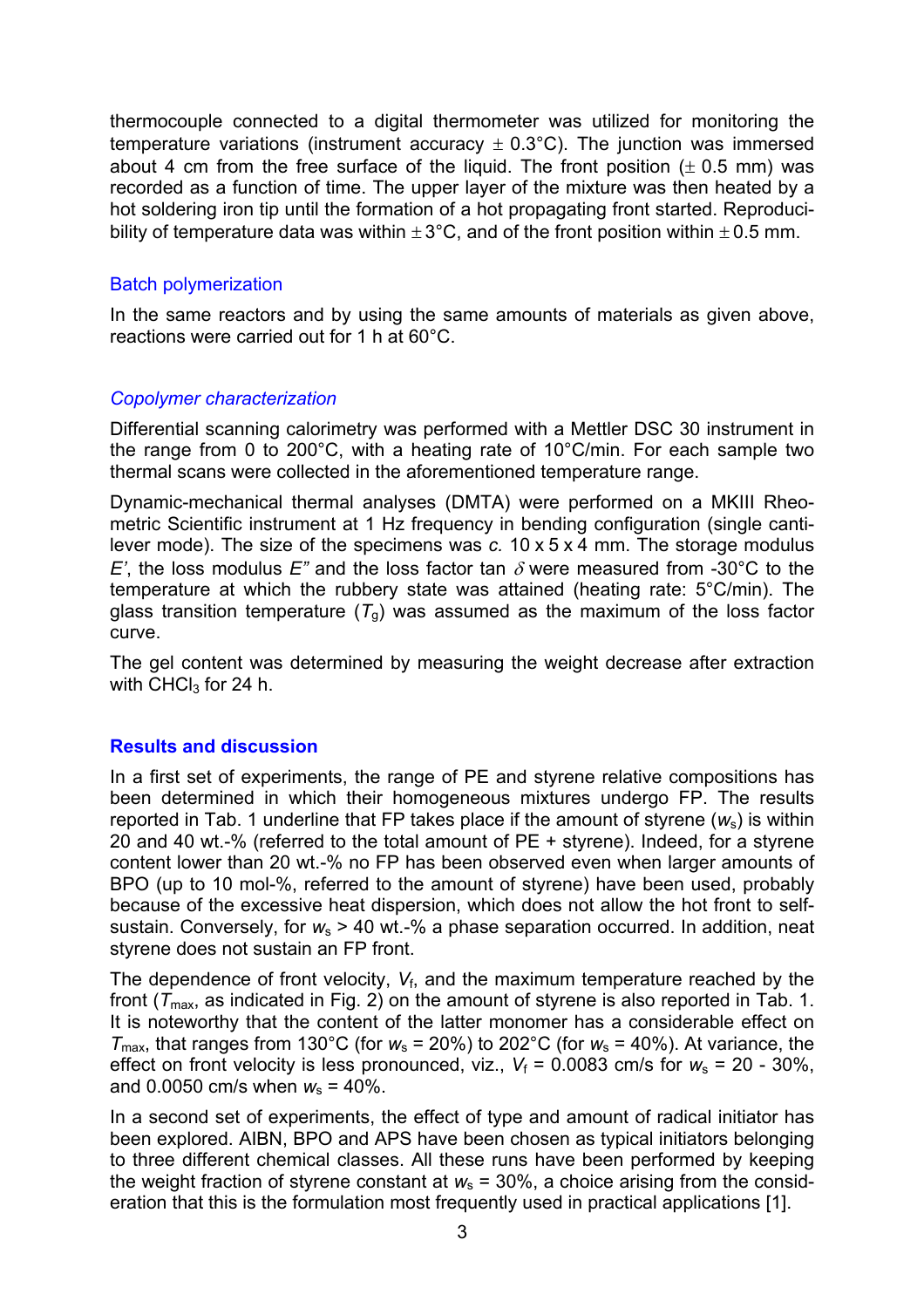thermocouple connected to a digital thermometer was utilized for monitoring the temperature variations (instrument accuracy ± 0.3°C). The junction was immersed about 4 cm from the free surface of the liquid. The front position (± 0.5 mm) was recorded as a function of time. The upper layer of the mixture was then heated by a hot soldering iron tip until the formation of a hot propagating front started. Reproducibility of temperature data was within ± 3°C, and of the front position within ± 0.5 mm.

### Batch polymerization

In the same reactors and by using the same amounts of materials as given above, reactions were carried out for 1 h at 60°C.

### *Copolymer characterization*

Differential scanning calorimetry was performed with a Mettler DSC 30 instrument in the range from 0 to 200°C, with a heating rate of 10°C/min. For each sample two thermal scans were collected in the aforementioned temperature range.

Dynamic-mechanical thermal analyses (DMTA) were performed on a MKIII Rheometric Scientific instrument at 1 Hz frequency in bending configuration (single cantilever mode). The size of the specimens was *c.* 10 x 5 x 4 mm. The storage modulus $E'$, the loss modulus $E''$ and the loss factor tan $\delta$ were measured from -30°C to the temperature at which the rubbery state was attained (heating rate: 5°C/min). The glass transition temperature ($T_g$) was assumed as the maximum of the loss factor curve.

The gel content was determined by measuring the weight decrease after extraction with $CHCl_3$ for 24 h.

## Results and discussion

In a first set of experiments, the range of PE and styrene relative compositions has been determined in which their homogeneous mixtures undergo FP. The results reported in Tab. 1 underline that FP takes place if the amount of styrene ($w_s$) is within 20 and 40 wt.-% (referred to the total amount of PE + styrene). Indeed, for a styrene content lower than 20 wt.-% no FP has been observed even when larger amounts of BPO (up to 10 mol-%, referred to the amount of styrene) have been used, probably because of the excessive heat dispersion, which does not allow the hot front to self-sustain. Conversely, for $w_s$ > 40 wt.-% a phase separation occurred. In addition, neat styrene does not sustain an FP front.

The dependence of front velocity, $V_f$, and the maximum temperature reached by the front ($T_{max}$, as indicated in Fig. 2) on the amount of styrene is also reported in Tab. 1. It is noteworthy that the content of the latter monomer has a considerable effect on $T_{max}$, that ranges from 130°C (for $w_s$ = 20%) to 202°C (for $w_s$ = 40%). At variance, the effect on front velocity is less pronounced, viz., $V_f$ = 0.0083 cm/s for $w_s$ = 20 - 30%, and 0.0050 cm/s when $w_s$ = 40%.

In a second set of experiments, the effect of type and amount of radical initiator has been explored. AIBN, BPO and APS have been chosen as typical initiators belonging to three different chemical classes. All these runs have been performed by keeping the weight fraction of styrene constant at $w_s$ = 30%, a choice arising from the consideration that this is the formulation most frequently used in practical applications [1].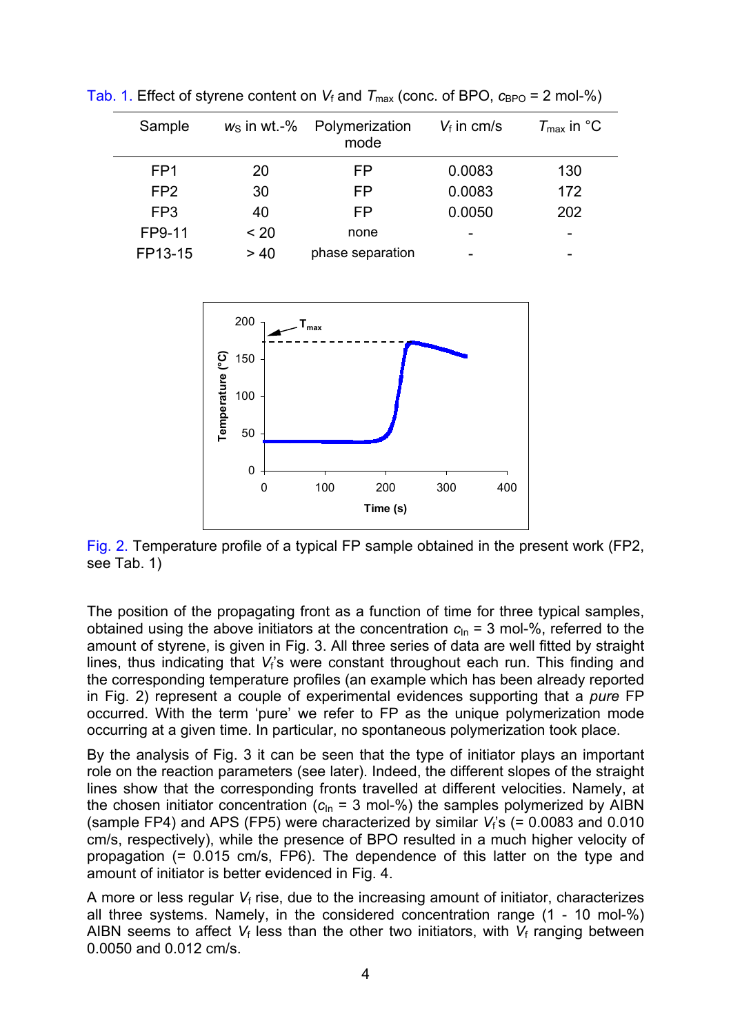Tab. 1. Effect of styrene content on $V_f$ and $T_{max}$ (conc. of BPO, $c_{BPO}$ = 2 mol-%)

| Sample | $w_S$ in wt.-% | Polymerization mode | $V_f$ in cm/s | $T_{max}$ in °C |
|---|---|---|---|---|
| FP1 | 20 | FP | 0.0083 | 130 |
| FP2 | 30 | FP | 0.0083 | 172 |
| FP3 | 40 | FP | 0.0050 | 202 |
| FP9-11 | < 20 | none | - | - |
| FP13-15 | > 40 | phase separation | - | - |

200
$T_{max}$
150
100
50
0
Temperature (°C)
0
100
200
300
400
Time (s)

Fig. 2. Temperature profile of a typical FP sample obtained in the present work (FP2, see Tab. 1)

The position of the propagating front as a function of time for three typical samples, obtained using the above initiators at the concentration $c_{In}$ = 3 mol-%, referred to the amount of styrene, is given in Fig. 3. All three series of data are well fitted by straight lines, thus indicating that $V_f$'s were constant throughout each run. This finding and the corresponding temperature profiles (an example which has been already reported in Fig. 2) represent a couple of experimental evidences supporting that a *pure* FP occurred. With the term 'pure' we refer to FP as the unique polymerization mode occurring at a given time. In particular, no spontaneous polymerization took place.

By the analysis of Fig. 3 it can be seen that the type of initiator plays an important role on the reaction parameters (see later). Indeed, the different slopes of the straight lines show that the corresponding fronts travelled at different velocities. Namely, at the chosen initiator concentration ($c_{In}$ = 3 mol-%) the samples polymerized by AIBN (sample FP4) and APS (FP5) were characterized by similar $V_f$'s (= 0.0083 and 0.010 cm/s, respectively), while the presence of BPO resulted in a much higher velocity of propagation (= 0.015 cm/s, FP6). The dependence of this latter on the type and amount of initiator is better evidenced in Fig. 4.

A more or less regular $V_f$ rise, due to the increasing amount of initiator, characterizes all three systems. Namely, in the considered concentration range (1 - 10 mol-%) AIBN seems to affect $V_f$ less than the other two initiators, with $V_f$ ranging between 0.0050 and 0.012 cm/s.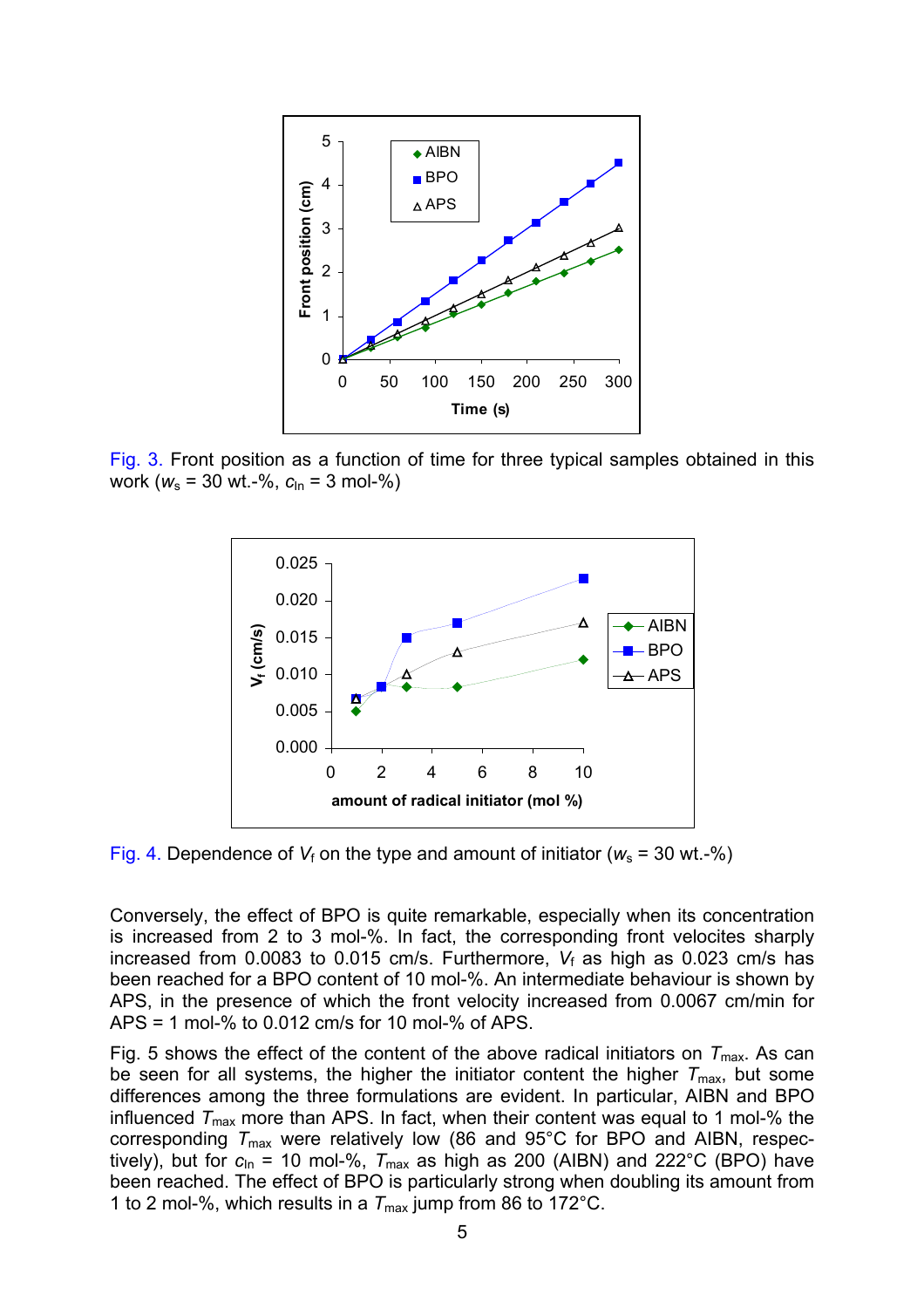5

4

3

2

1

0

Front position (cm)

0 50 100 150 200 250 300

Time (s)

AIBN

BPO

APS

Fig. 3. Front position as a function of time for three typical samples obtained in this work ($w_s$ = 30 wt.-%, $c_{In}$ = 3 mol-%)

0.025

0.020

0.015

0.010

0.005

0.000

$V_f$ (cm/s)

0 2 4 6 8 10

amount of radical initiator (mol %)

AIBN

BPO

APS

Fig. 4. Dependence of $V_f$ on the type and amount of initiator ($w_s$ = 30 wt.-%)

Conversely, the effect of BPO is quite remarkable, especially when its concentration is increased from 2 to 3 mol-%. In fact, the corresponding front velocites sharply increased from 0.0083 to 0.015 cm/s. Furthermore, $V_f$ as high as 0.023 cm/s has been reached for a BPO content of 10 mol-%. An intermediate behaviour is shown by APS, in the presence of which the front velocity increased from 0.0067 cm/min for APS = 1 mol-% to 0.012 cm/s for 10 mol-% of APS.

Fig. 5 shows the effect of the content of the above radical initiators on $T_{max}$. As can be seen for all systems, the higher the initiator content the higher $T_{max}$, but some differences among the three formulations are evident. In particular, AIBN and BPO influenced $T_{max}$ more than APS. In fact, when their content was equal to 1 mol-% the corresponding $T_{max}$ were relatively low (86 and 95°C for BPO and AIBN, respectively), but for $c_{In}$ = 10 mol-%, $T_{max}$ as high as 200 (AIBN) and 222°C (BPO) have been reached. The effect of BPO is particularly strong when doubling its amount from 1 to 2 mol-%, which results in a $T_{max}$ jump from 86 to 172°C.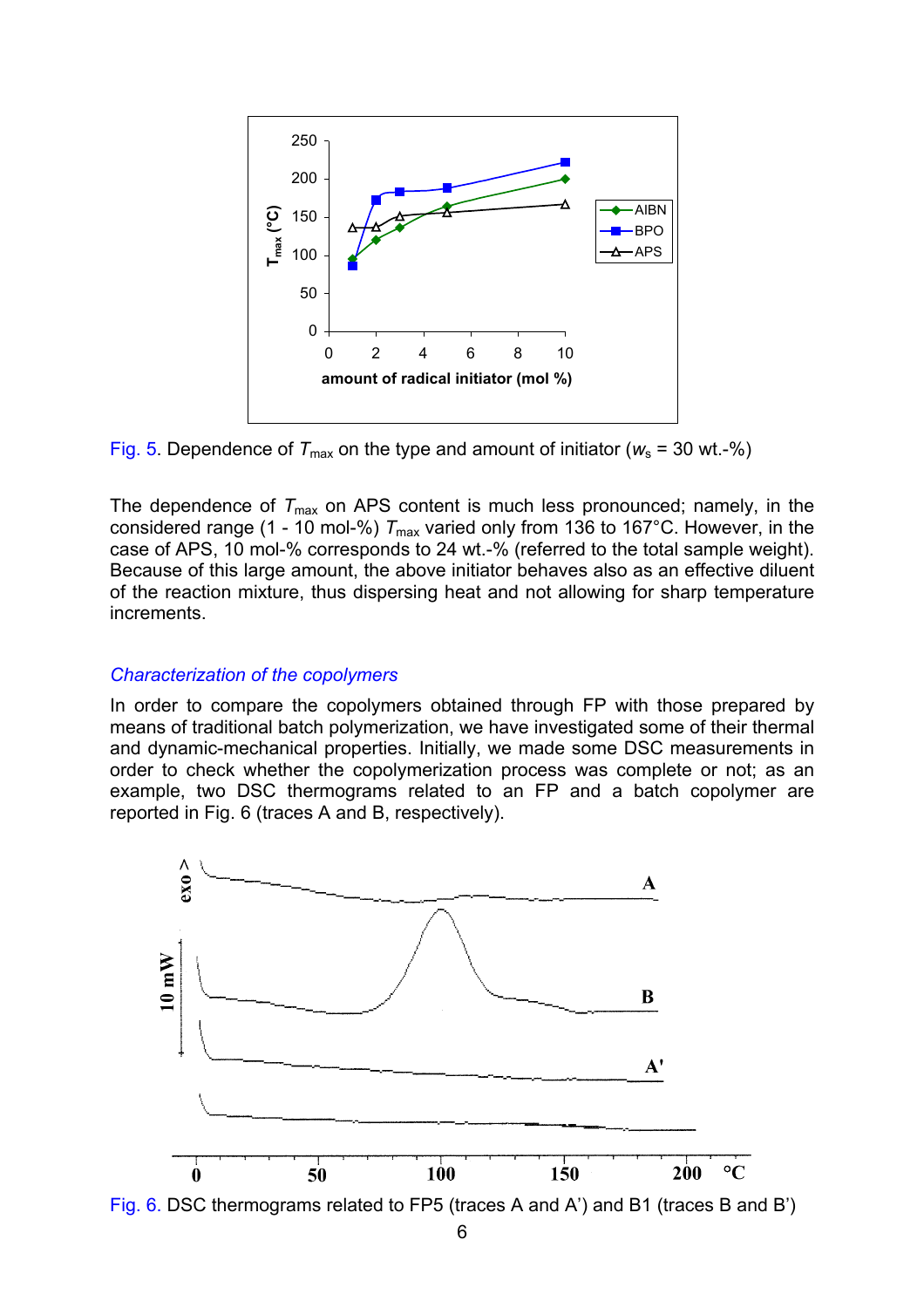250
200
150
100
50
0
$T_{max}$ (°C)
0 2 4 6 8 10
amount of radical initiator (mol %)
AIBN
BPO
APS

Fig. 5. Dependence of $T_{max}$ on the type and amount of initiator ($w_s$ = 30 wt.-%)

The dependence of $T_{max}$ on APS content is much less pronounced; namely, in the considered range (1 - 10 mol-%) $T_{max}$ varied only from 136 to 167°C. However, in the case of APS, 10 mol-% corresponds to 24 wt.-% (referred to the total sample weight). Because of this large amount, the above initiator behaves also as an effective diluent of the reaction mixture, thus dispersing heat and not allowing for sharp temperature increments.

### *Characterization of the copolymers*

In order to compare the copolymers obtained through FP with those prepared by means of traditional batch polymerization, we have investigated some of their thermal and dynamic-mechanical properties. Initially, we made some DSC measurements in order to check whether the copolymerization process was complete or not; as an example, two DSC thermograms related to an FP and a batch copolymer are reported in Fig. 6 (traces A and B, respectively).

exo >
10 mW
A
B
A'
0 50 100 150 200 °C

Fig. 6. DSC thermograms related to FP5 (traces A and A') and B1 (traces B and B')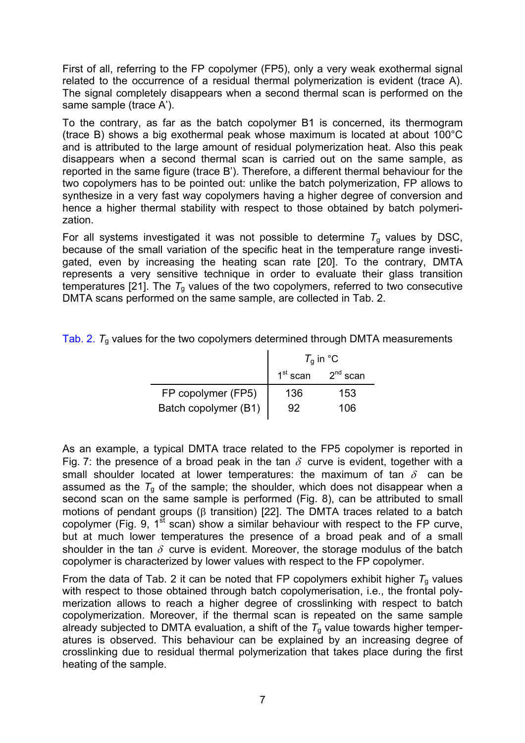First of all, referring to the FP copolymer (FP5), only a very weak exothermal signal related to the occurrence of a residual thermal polymerization is evident (trace A). The signal completely disappears when a second thermal scan is performed on the same sample (trace A').

To the contrary, as far as the batch copolymer B1 is concerned, its thermogram (trace B) shows a big exothermal peak whose maximum is located at about 100°C and is attributed to the large amount of residual polymerization heat. Also this peak disappears when a second thermal scan is carried out on the same sample, as reported in the same figure (trace B'). Therefore, a different thermal behaviour for the two copolymers has to be pointed out: unlike the batch polymerization, FP allows to synthesize in a very fast way copolymers having a higher degree of conversion and hence a higher thermal stability with respect to those obtained by batch polymerization.

For all systems investigated it was not possible to determine $T_g$ values by DSC, because of the small variation of the specific heat in the temperature range investigated, even by increasing the heating scan rate [20]. To the contrary, DMTA represents a very sensitive technique in order to evaluate their glass transition temperatures [21]. The $T_g$ values of the two copolymers, referred to two consecutive DMTA scans performed on the same sample, are collected in Tab. 2.

Tab. 2. $T_g$ values for the two copolymers determined through DMTA measurements

| | $T_g$ in °C | |
|---|---|---|
| | 1st scan | 2nd scan |
| FP copolymer (FP5) | 136 | 153 |
| Batch copolymer (B1) | 92 | 106 |

As an example, a typical DMTA trace related to the FP5 copolymer is reported in Fig. 7: the presence of a broad peak in the tan $\delta$ curve is evident, together with a small shoulder located at lower temperatures: the maximum of tan $\delta$ can be assumed as the $T_g$ of the sample; the shoulder, which does not disappear when a second scan on the same sample is performed (Fig. 8), can be attributed to small motions of pendant groups ($\beta$ transition) [22]. The DMTA traces related to a batch copolymer (Fig. 9, 1st scan) show a similar behaviour with respect to the FP curve, but at much lower temperatures the presence of a broad peak and of a small shoulder in the tan $\delta$ curve is evident. Moreover, the storage modulus of the batch copolymer is characterized by lower values with respect to the FP copolymer.

From the data of Tab. 2 it can be noted that FP copolymers exhibit higher $T_g$ values with respect to those obtained through batch copolymerisation, i.e., the frontal polymerization allows to reach a higher degree of crosslinking with respect to batch copolymerization. Moreover, if the thermal scan is repeated on the same sample already subjected to DMTA evaluation, a shift of the $T_g$ value towards higher temperatures is observed. This behaviour can be explained by an increasing degree of crosslinking due to residual thermal polymerization that takes place during the first heating of the sample.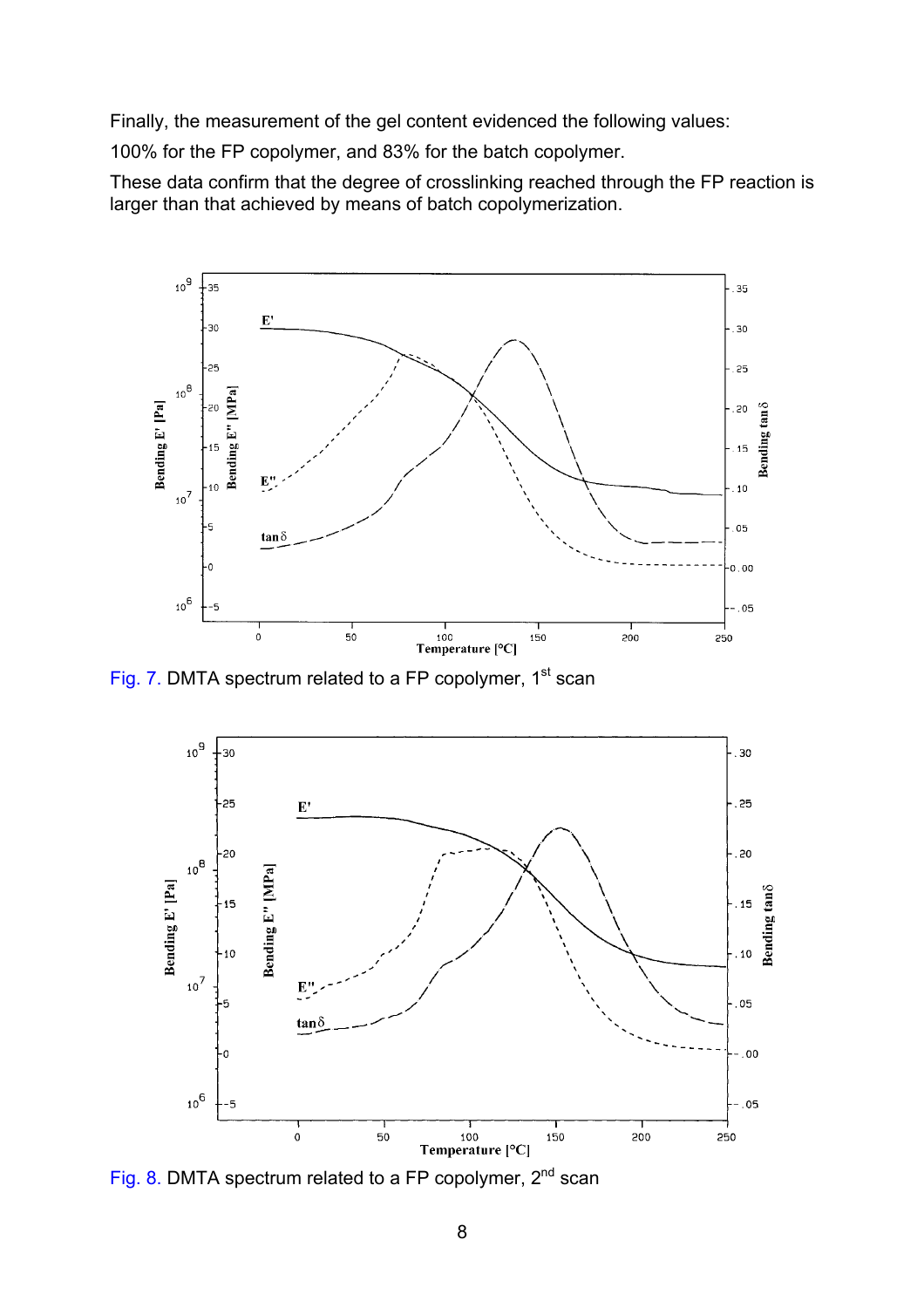Finally, the measurement of the gel content evidenced the following values:

100% for the FP copolymer, and 83% for the batch copolymer.

These data confirm that the degree of crosslinking reached through the FP reaction is larger than that achieved by means of batch copolymerization.

Bending E' [Pa]
Bending E" [MPa]
Bending tanδ
Temperature [°C]
E'
E"
tanδ

Fig. 7. DMTA spectrum related to a FP copolymer, 1st scan

Bending E' [Pa]
Bending E" [MPa]
Bending tanδ
Temperature [°C]
E'
E"
tanδ

Fig. 8. DMTA spectrum related to a FP copolymer, 2nd scan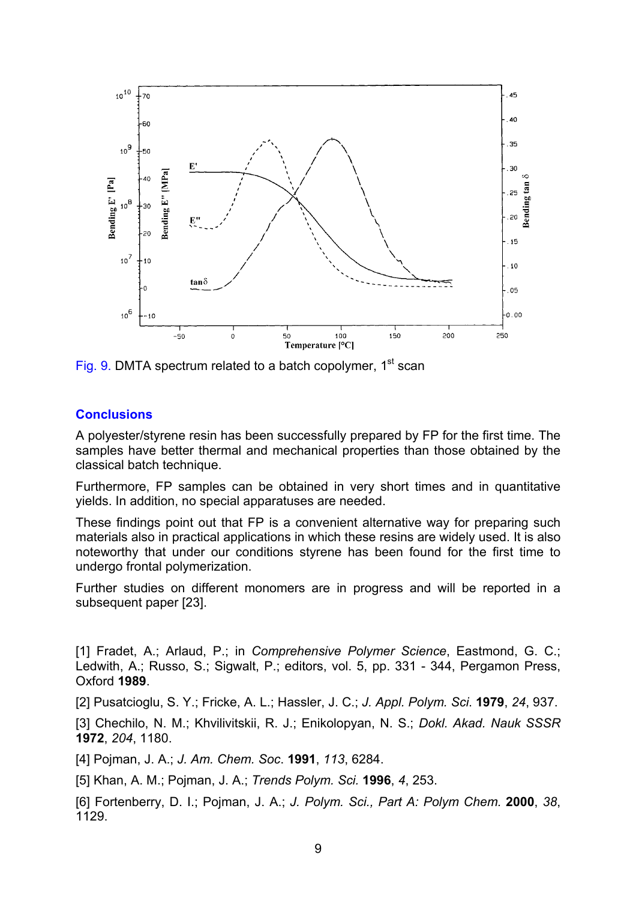$10^{10}$
$10^{9}$
$10^{8}$
$10^{7}$
$10^{6}$
Bending E' [Pa]
70
60
50
40
30
20
10
0
−10
Bending E'' [MPa]
E'
E''
tanδ
.45
.40
.35
.30
.25
.20
.15
.10
.05
0.00
Bending tan δ
−50
0
50
100
150
200
250
Temperature [°C]

Fig. 9. DMTA spectrum related to a batch copolymer, 1st scan

## Conclusions

A polyester/styrene resin has been successfully prepared by FP for the first time. The samples have better thermal and mechanical properties than those obtained by the classical batch technique.

Furthermore, FP samples can be obtained in very short times and in quantitative yields. In addition, no special apparatuses are needed.

These findings point out that FP is a convenient alternative way for preparing such materials also in practical applications in which these resins are widely used. It is also noteworthy that under our conditions styrene has been found for the first time to undergo frontal polymerization.

Further studies on different monomers are in progress and will be reported in a subsequent paper [23].

[1] Fradet, A.; Arlaud, P.; in *Comprehensive Polymer Science*, Eastmond, G. C.; Ledwith, A.; Russo, S.; Sigwalt, P.; editors, vol. 5, pp. 331 - 344, Pergamon Press, Oxford **1989**.

[2] Pusatcioglu, S. Y.; Fricke, A. L.; Hassler, J. C.; *J. Appl. Polym. Sci.* **1979**, *24*, 937.

[3] Chechilo, N. M.; Khvilivitskii, R. J.; Enikolopyan, N. S.; *Dokl. Akad. Nauk SSSR* **1972**, *204*, 1180.

[4] Pojman, J. A.; *J. Am. Chem. Soc.* **1991**, *113*, 6284.

[5] Khan, A. M.; Pojman, J. A.; *Trends Polym. Sci.* **1996**, *4*, 253.

[6] Fortenberry, D. I.; Pojman, J. A.; *J. Polym. Sci., Part A: Polym Chem.* **2000**, *38*, 1129.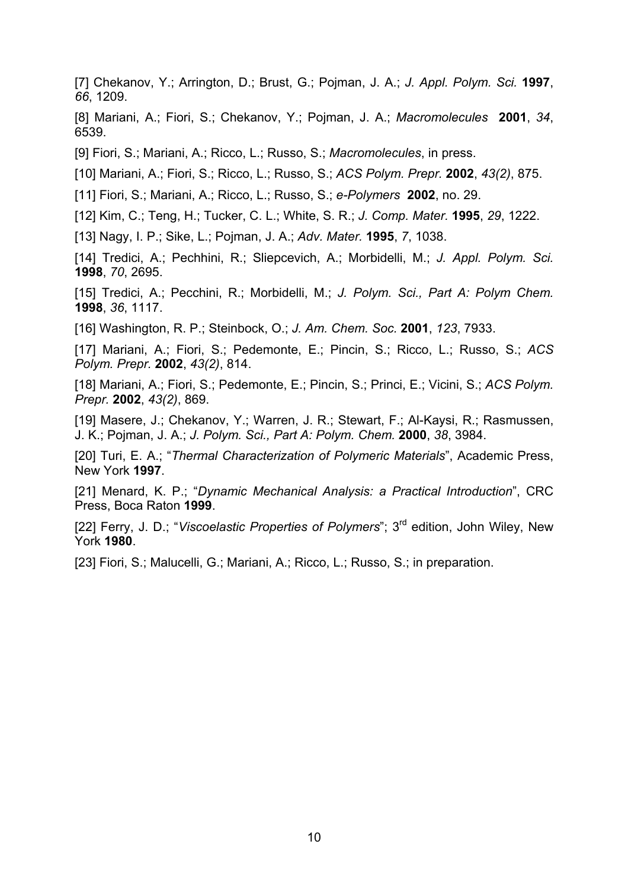[7] Chekanov, Y.; Arrington, D.; Brust, G.; Pojman, J. A.; *J. Appl. Polym. Sci.* **1997**, *66*, 1209.

[8] Mariani, A.; Fiori, S.; Chekanov, Y.; Pojman, J. A.; *Macromolecules* **2001**, *34*, 6539.

[9] Fiori, S.; Mariani, A.; Ricco, L.; Russo, S.; *Macromolecules*, in press.

[10] Mariani, A.; Fiori, S.; Ricco, L.; Russo, S.; *ACS Polym. Prepr.* **2002**, *43(2)*, 875.

[11] Fiori, S.; Mariani, A.; Ricco, L.; Russo, S.; *e-Polymers* **2002**, no. 29.

[12] Kim, C.; Teng, H.; Tucker, C. L.; White, S. R.; *J. Comp. Mater.* **1995**, *29*, 1222.

[13] Nagy, I. P.; Sike, L.; Pojman, J. A.; *Adv. Mater.* **1995**, *7*, 1038.

[14] Tredici, A.; Pechhini, R.; Sliepcevich, A.; Morbidelli, M.; *J. Appl. Polym. Sci.* **1998**, *70*, 2695.

[15] Tredici, A.; Pecchini, R.; Morbidelli, M.; *J. Polym. Sci., Part A: Polym Chem.* **1998**, *36*, 1117.

[16] Washington, R. P.; Steinbock, O.; *J. Am. Chem. Soc.* **2001**, *123*, 7933.

[17] Mariani, A.; Fiori, S.; Pedemonte, E.; Pincin, S.; Ricco, L.; Russo, S.; *ACS Polym. Prepr.* **2002**, *43(2)*, 814.

[18] Mariani, A.; Fiori, S.; Pedemonte, E.; Pincin, S.; Princi, E.; Vicini, S.; *ACS Polym. Prepr.* **2002**, *43(2)*, 869.

[19] Masere, J.; Chekanov, Y.; Warren, J. R.; Stewart, F.; Al-Kaysi, R.; Rasmussen, J. K.; Pojman, J. A.; *J. Polym. Sci., Part A: Polym. Chem.* **2000**, *38*, 3984.

[20] Turi, E. A.; "*Thermal Characterization of Polymeric Materials*", Academic Press, New York **1997**.

[21] Menard, K. P.; "*Dynamic Mechanical Analysis: a Practical Introduction*", CRC Press, Boca Raton **1999**.

[22] Ferry, J. D.; "*Viscoelastic Properties of Polymers*"; 3rd edition, John Wiley, New York **1980**.

[23] Fiori, S.; Malucelli, G.; Mariani, A.; Ricco, L.; Russo, S.; in preparation.